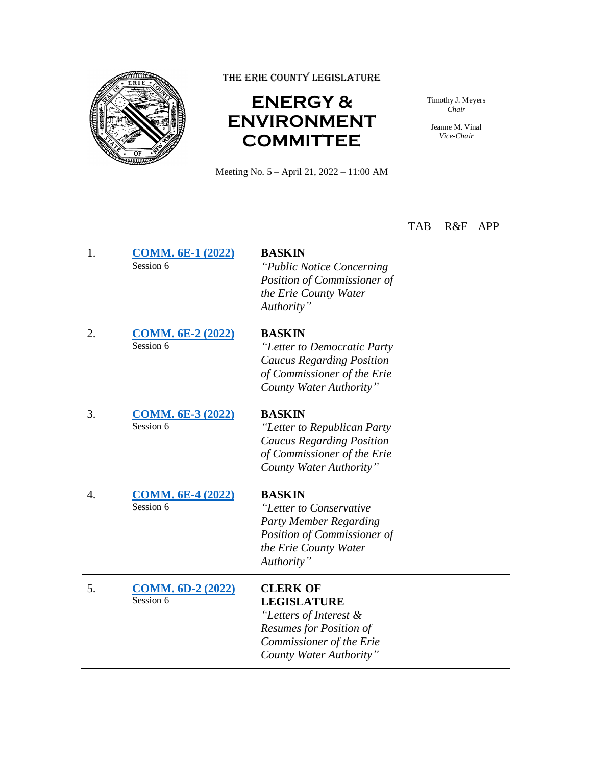THE ERIE COUNTY LEGISLATURE

# ENERGY & ENVIRONMENT COMMITTEE

Timothy J. Meyers
*Chair*

Jeanne M. Vinal
*Vice-Chair*

Meeting No. 5 – April 21, 2022 – 11:00 AM

| | | | TAB | R&F | APP |
|---|---|---|---|---|---|
| 1. | **COMM. 6E-1 (2022)** Session 6 | **BASKIN** *"Public Notice Concerning Position of Commissioner of the Erie County Water Authority"* | | | |
| 2. | **COMM. 6E-2 (2022)** Session 6 | **BASKIN** *"Letter to Democratic Party Caucus Regarding Position of Commissioner of the Erie County Water Authority"* | | | |
| 3. | **COMM. 6E-3 (2022)** Session 6 | **BASKIN** *"Letter to Republican Party Caucus Regarding Position of Commissioner of the Erie County Water Authority"* | | | |
| 4. | **COMM. 6E-4 (2022)** Session 6 | **BASKIN** *"Letter to Conservative Party Member Regarding Position of Commissioner of the Erie County Water Authority"* | | | |
| 5. | **COMM. 6D-2 (2022)** Session 6 | **CLERK OF LEGISLATURE** *"Letters of Interest & Resumes for Position of Commissioner of the Erie County Water Authority"* | | | |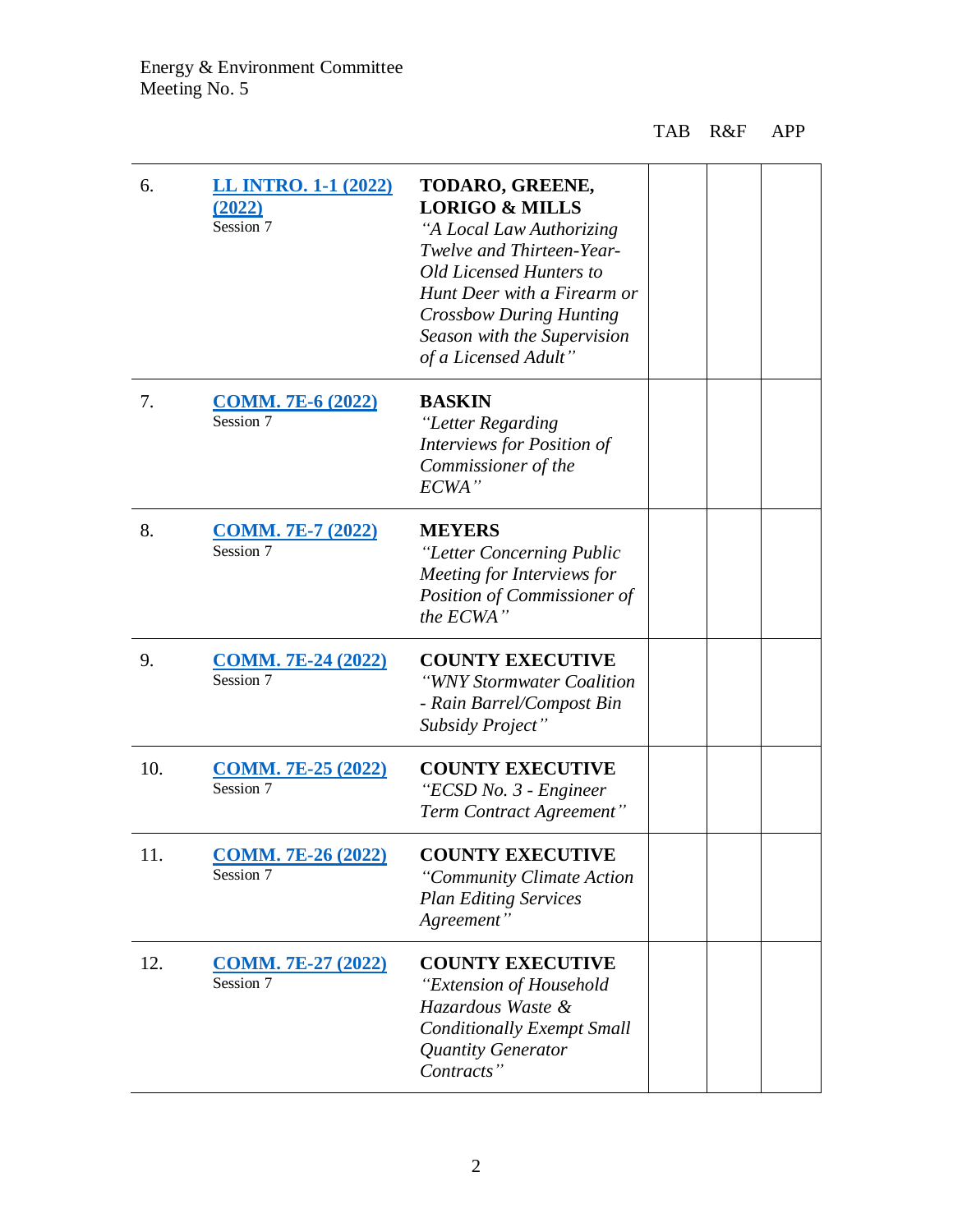Energy & Environment Committee
Meeting No. 5

| | | | TAB | R&F | APP |
|---|---|---|---|---|---|
| 6. | LL INTRO. 1-1 (2022) (2022) Session 7 | **TODARO, GREENE, LORIGO & MILLS** *"A Local Law Authorizing Twelve and Thirteen-Year-Old Licensed Hunters to Hunt Deer with a Firearm or Crossbow During Hunting Season with the Supervision of a Licensed Adult"* | | | |
| 7. | COMM. 7E-6 (2022) Session 7 | **BASKIN** *"Letter Regarding Interviews for Position of Commissioner of the ECWA"* | | | |
| 8. | COMM. 7E-7 (2022) Session 7 | **MEYERS** *"Letter Concerning Public Meeting for Interviews for Position of Commissioner of the ECWA"* | | | |
| 9. | COMM. 7E-24 (2022) Session 7 | **COUNTY EXECUTIVE** *"WNY Stormwater Coalition - Rain Barrel/Compost Bin Subsidy Project"* | | | |
| 10. | COMM. 7E-25 (2022) Session 7 | **COUNTY EXECUTIVE** *"ECSD No. 3 - Engineer Term Contract Agreement"* | | | |
| 11. | COMM. 7E-26 (2022) Session 7 | **COUNTY EXECUTIVE** *"Community Climate Action Plan Editing Services Agreement"* | | | |
| 12. | COMM. 7E-27 (2022) Session 7 | **COUNTY EXECUTIVE** *"Extension of Household Hazardous Waste & Conditionally Exempt Small Quantity Generator Contracts"* | | | |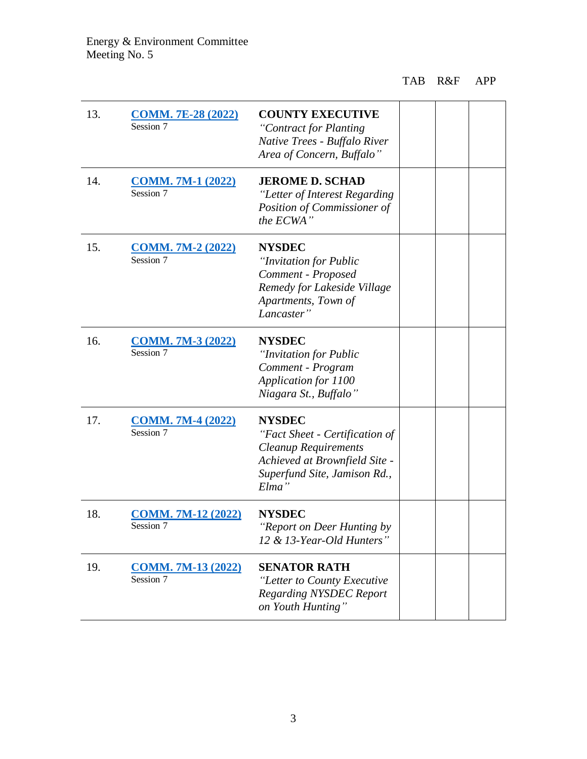Energy & Environment Committee
Meeting No. 5

| | | | TAB | R&F | APP |
|---|---|---|---|---|---|
| 13. | **COMM. 7E-28 (2022)** Session 7 | **COUNTY EXECUTIVE** *"Contract for Planting Native Trees - Buffalo River Area of Concern, Buffalo"* | | | |
| 14. | **COMM. 7M-1 (2022)** Session 7 | **JEROME D. SCHAD** *"Letter of Interest Regarding Position of Commissioner of the ECWA"* | | | |
| 15. | **COMM. 7M-2 (2022)** Session 7 | **NYSDEC** *"Invitation for Public Comment - Proposed Remedy for Lakeside Village Apartments, Town of Lancaster"* | | | |
| 16. | **COMM. 7M-3 (2022)** Session 7 | **NYSDEC** *"Invitation for Public Comment - Program Application for 1100 Niagara St., Buffalo"* | | | |
| 17. | **COMM. 7M-4 (2022)** Session 7 | **NYSDEC** *"Fact Sheet - Certification of Cleanup Requirements Achieved at Brownfield Site - Superfund Site, Jamison Rd., Elma"* | | | |
| 18. | **COMM. 7M-12 (2022)** Session 7 | **NYSDEC** *"Report on Deer Hunting by 12 & 13-Year-Old Hunters"* | | | |
| 19. | **COMM. 7M-13 (2022)** Session 7 | **SENATOR RATH** *"Letter to County Executive Regarding NYSDEC Report on Youth Hunting"* | | | |